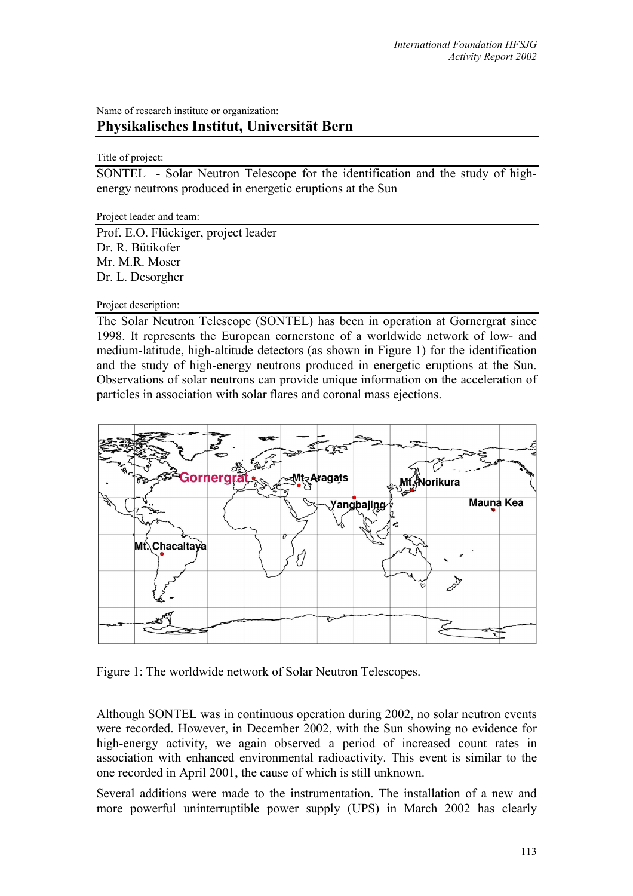Name of research institute or organization:

## Physikalisches Institut, Universität Bern

Title of project:

SONTEL - Solar Neutron Telescope for the identification and the study of high-energy neutrons produced in energetic eruptions at the Sun

Project leader and team:

Prof. E.O. Flückiger, project leader
Dr. R. Bütikofer
Mr. M.R. Moser
Dr. L. Desorgher

Project description:

The Solar Neutron Telescope (SONTEL) has been in operation at Gornergrat since 1998. It represents the European cornerstone of a worldwide network of low- and medium-latitude, high-altitude detectors (as shown in Figure 1) for the identification and the study of high-energy neutrons produced in energetic eruptions at the Sun. Observations of solar neutrons can provide unique information on the acceleration of particles in association with solar flares and coronal mass ejections.

Figure 1: The worldwide network of Solar Neutron Telescopes.

Although SONTEL was in continuous operation during 2002, no solar neutron events were recorded. However, in December 2002, with the Sun showing no evidence for high-energy activity, we again observed a period of increased count rates in association with enhanced environmental radioactivity. This event is similar to the one recorded in April 2001, the cause of which is still unknown.

Several additions were made to the instrumentation. The installation of a new and more powerful uninterruptible power supply (UPS) in March 2002 has clearly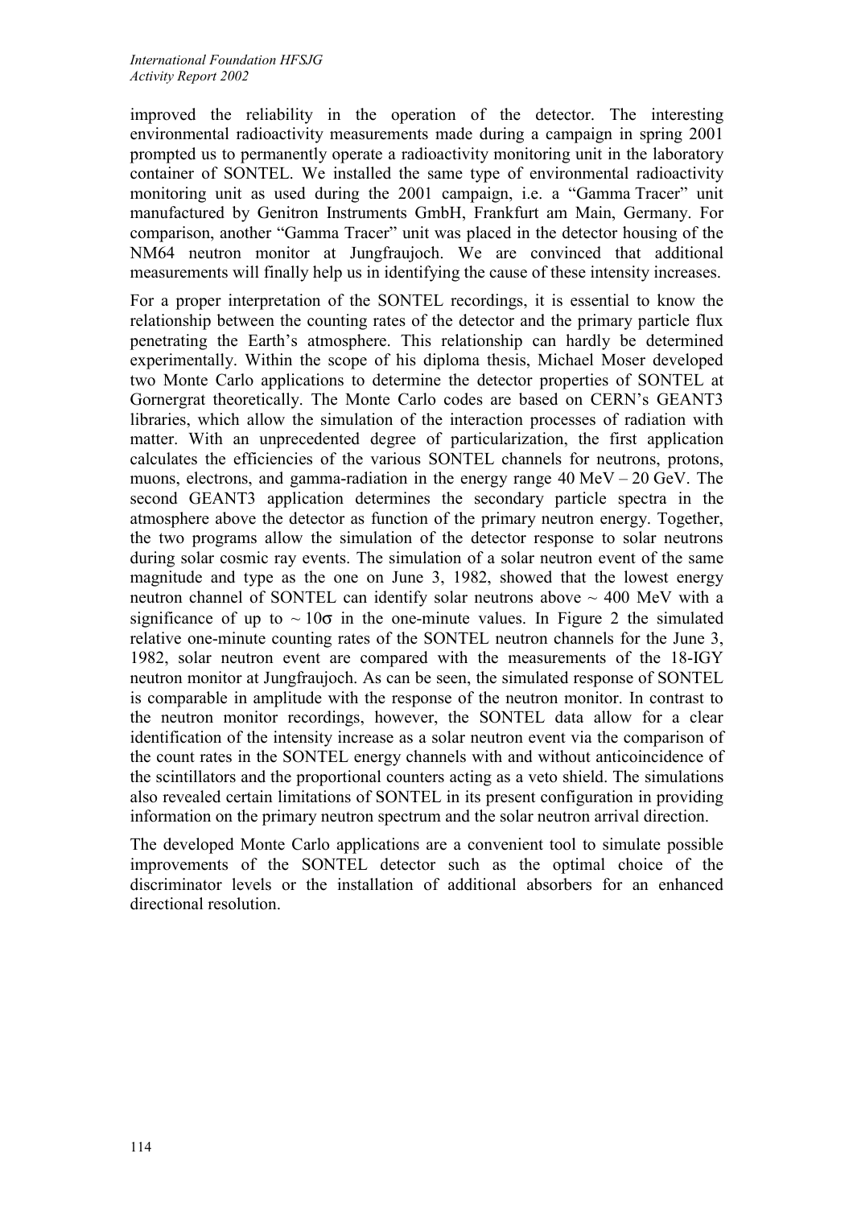improved the reliability in the operation of the detector. The interesting environmental radioactivity measurements made during a campaign in spring 2001 prompted us to permanently operate a radioactivity monitoring unit in the laboratory container of SONTEL. We installed the same type of environmental radioactivity monitoring unit as used during the 2001 campaign, i.e. a "Gamma Tracer" unit manufactured by Genitron Instruments GmbH, Frankfurt am Main, Germany. For comparison, another "Gamma Tracer" unit was placed in the detector housing of the NM64 neutron monitor at Jungfraujoch. We are convinced that additional measurements will finally help us in identifying the cause of these intensity increases.

For a proper interpretation of the SONTEL recordings, it is essential to know the relationship between the counting rates of the detector and the primary particle flux penetrating the Earth's atmosphere. This relationship can hardly be determined experimentally. Within the scope of his diploma thesis, Michael Moser developed two Monte Carlo applications to determine the detector properties of SONTEL at Gornergrat theoretically. The Monte Carlo codes are based on CERN's GEANT3 libraries, which allow the simulation of the interaction processes of radiation with matter. With an unprecedented degree of particularization, the first application calculates the efficiencies of the various SONTEL channels for neutrons, protons, muons, electrons, and gamma-radiation in the energy range 40 MeV – 20 GeV. The second GEANT3 application determines the secondary particle spectra in the atmosphere above the detector as function of the primary neutron energy. Together, the two programs allow the simulation of the detector response to solar neutrons during solar cosmic ray events. The simulation of a solar neutron event of the same magnitude and type as the one on June 3, 1982, showed that the lowest energy neutron channel of SONTEL can identify solar neutrons above ~ 400 MeV with a significance of up to $\sim 10\sigma$ in the one-minute values. In Figure 2 the simulated relative one-minute counting rates of the SONTEL neutron channels for the June 3, 1982, solar neutron event are compared with the measurements of the 18-IGY neutron monitor at Jungfraujoch. As can be seen, the simulated response of SONTEL is comparable in amplitude with the response of the neutron monitor. In contrast to the neutron monitor recordings, however, the SONTEL data allow for a clear identification of the intensity increase as a solar neutron event via the comparison of the count rates in the SONTEL energy channels with and without anticoincidence of the scintillators and the proportional counters acting as a veto shield. The simulations also revealed certain limitations of SONTEL in its present configuration in providing information on the primary neutron spectrum and the solar neutron arrival direction.

The developed Monte Carlo applications are a convenient tool to simulate possible improvements of the SONTEL detector such as the optimal choice of the discriminator levels or the installation of additional absorbers for an enhanced directional resolution.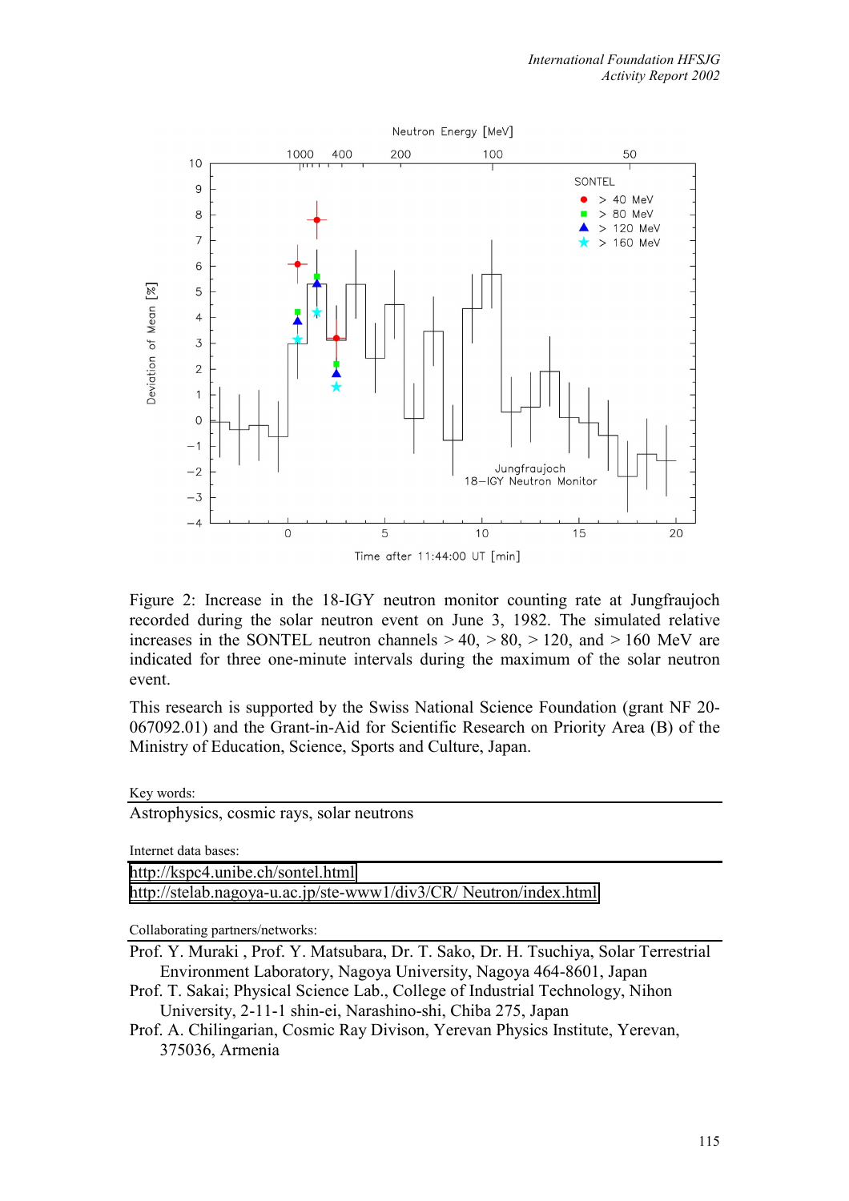Figure 2: Increase in the 18-IGY neutron monitor counting rate at Jungfraujoch recorded during the solar neutron event on June 3, 1982. The simulated relative increases in the SONTEL neutron channels > 40, > 80, > 120, and > 160 MeV are indicated for three one-minute intervals during the maximum of the solar neutron event.

This research is supported by the Swiss National Science Foundation (grant NF 20-067092.01) and the Grant-in-Aid for Scientific Research on Priority Area (B) of the Ministry of Education, Science, Sports and Culture, Japan.

Key words:

Astrophysics, cosmic rays, solar neutrons

Internet data bases:

http://kspc4.unibe.ch/sontel.html

http://stelab.nagoya-u.ac.jp/ste-www1/div3/CR/ Neutron/index.html

Collaborating partners/networks:

Prof. Y. Muraki , Prof. Y. Matsubara, Dr. T. Sako, Dr. H. Tsuchiya, Solar Terrestrial Environment Laboratory, Nagoya University, Nagoya 464-8601, Japan

Prof. T. Sakai; Physical Science Lab., College of Industrial Technology, Nihon University, 2-11-1 shin-ei, Narashino-shi, Chiba 275, Japan

Prof. A. Chilingarian, Cosmic Ray Divison, Yerevan Physics Institute, Yerevan, 375036, Armenia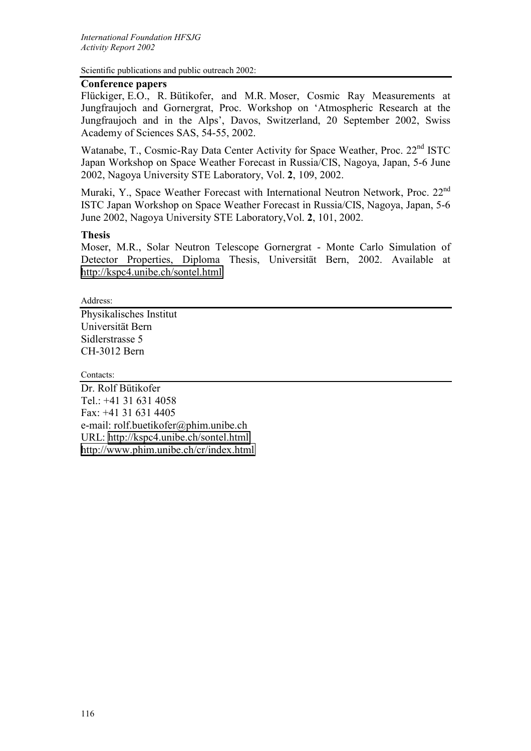Scientific publications and public outreach 2002:

## Conference papers

Flückiger, E.O., R. Bütikofer, and M.R. Moser, Cosmic Ray Measurements at Jungfraujoch and Gornergrat, Proc. Workshop on 'Atmospheric Research at the Jungfraujoch and in the Alps', Davos, Switzerland, 20 September 2002, Swiss Academy of Sciences SAS, 54-55, 2002.

Watanabe, T., Cosmic-Ray Data Center Activity for Space Weather, Proc. 22nd ISTC Japan Workshop on Space Weather Forecast in Russia/CIS, Nagoya, Japan, 5-6 June 2002, Nagoya University STE Laboratory, Vol. **2**, 109, 2002.

Muraki, Y., Space Weather Forecast with International Neutron Network, Proc. 22nd ISTC Japan Workshop on Space Weather Forecast in Russia/CIS, Nagoya, Japan, 5-6 June 2002, Nagoya University STE Laboratory,Vol. **2**, 101, 2002.

## Thesis

Moser, M.R., Solar Neutron Telescope Gornergrat - Monte Carlo Simulation of Detector Properties, Diploma Thesis, Universität Bern, 2002. Available at http://kspc4.unibe.ch/sontel.html

Address:

Physikalisches Institut
Universität Bern
Sidlerstrasse 5
CH-3012 Bern

Contacts:

Dr. Rolf Bütikofer
Tel.: +41 31 631 4058
Fax: +41 31 631 4405
e-mail: rolf.buetikofer@phim.unibe.ch
URL: http://kspc4.unibe.ch/sontel.html
http://www.phim.unibe.ch/cr/index.html